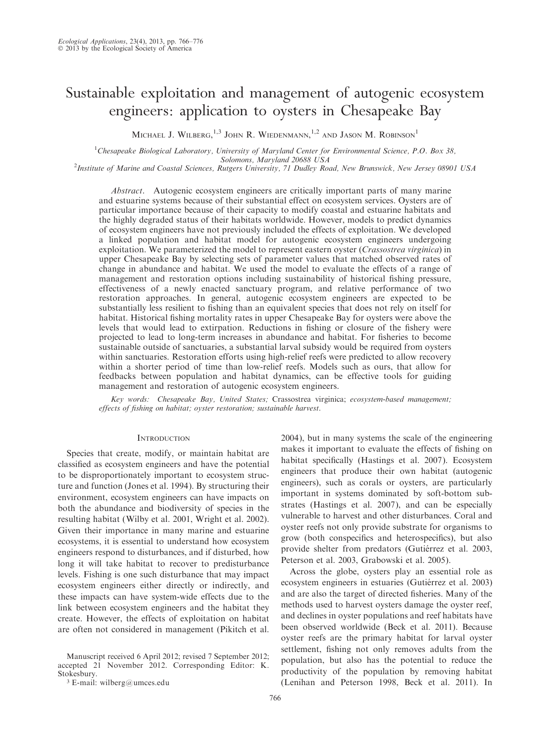# Sustainable exploitation and management of autogenic ecosystem engineers: application to oysters in Chesapeake Bay

Michael J. Wilberg,[1,3] John R. Wiedenmann,[1,2] and Jason M. Robinson[1]

[1]Chesapeake Biological Laboratory, University of Maryland Center for Environmental Science, P.O. Box 38, Solomons, Maryland 20688 USA

[2]Institute of Marine and Coastal Sciences, Rutgers University, 71 Dudley Road, New Brunswick, New Jersey 08901 USA

*Abstract*. Autogenic ecosystem engineers are critically important parts of many marine and estuarine systems because of their substantial effect on ecosystem services. Oysters are of particular importance because of their capacity to modify coastal and estuarine habitats and the highly degraded status of their habitats worldwide. However, models to predict dynamics of ecosystem engineers have not previously included the effects of exploitation. We developed a linked population and habitat model for autogenic ecosystem engineers undergoing exploitation. We parameterized the model to represent eastern oyster (*Crassostrea virginica*) in upper Chesapeake Bay by selecting sets of parameter values that matched observed rates of change in abundance and habitat. We used the model to evaluate the effects of a range of management and restoration options including sustainability of historical fishing pressure, effectiveness of a newly enacted sanctuary program, and relative performance of two restoration approaches. In general, autogenic ecosystem engineers are expected to be substantially less resilient to fishing than an equivalent species that does not rely on itself for habitat. Historical fishing mortality rates in upper Chesapeake Bay for oysters were above the levels that would lead to extirpation. Reductions in fishing or closure of the fishery were projected to lead to long-term increases in abundance and habitat. For fisheries to become sustainable outside of sanctuaries, a substantial larval subsidy would be required from oysters within sanctuaries. Restoration efforts using high-relief reefs were predicted to allow recovery within a shorter period of time than low-relief reefs. Models such as ours, that allow for feedbacks between population and habitat dynamics, can be effective tools for guiding management and restoration of autogenic ecosystem engineers.

*Key words*: *Chesapeake Bay, United States;* Crassostrea virginica; *ecosystem-based management; effects of fishing on habitat; oyster restoration; sustainable harvest.*

## Introduction

Species that create, modify, or maintain habitat are classified as ecosystem engineers and have the potential to be disproportionately important to ecosystem structure and function (Jones et al. 1994). By structuring their environment, ecosystem engineers can have impacts on both the abundance and biodiversity of species in the resulting habitat (Wilby et al. 2001, Wright et al. 2002). Given their importance in many marine and estuarine ecosystems, it is essential to understand how ecosystem engineers respond to disturbances, and if disturbed, how long it will take habitat to recover to predisturbance levels. Fishing is one such disturbance that may impact ecosystem engineers either directly or indirectly, and these impacts can have system-wide effects due to the link between ecosystem engineers and the habitat they create. However, the effects of exploitation on habitat are often not considered in management (Pikitch et al. 2004), but in many systems the scale of the engineering makes it important to evaluate the effects of fishing on habitat specifically (Hastings et al. 2007). Ecosystem engineers that produce their own habitat (autogenic engineers), such as corals or oysters, are particularly important in systems dominated by soft-bottom substrates (Hastings et al. 2007), and can be especially vulnerable to harvest and other disturbances. Coral and oyster reefs not only provide substrate for organisms to grow (both conspecifics and heterospecifics), but also provide shelter from predators (Gutiérrez et al. 2003, Peterson et al. 2003, Grabowski et al. 2005).

Across the globe, oysters play an essential role as ecosystem engineers in estuaries (Gutiérrez et al. 2003) and are also the target of directed fisheries. Many of the methods used to harvest oysters damage the oyster reef, and declines in oyster populations and reef habitats have been observed worldwide (Beck et al. 2011). Because oyster reefs are the primary habitat for larval oyster settlement, fishing not only removes adults from the population, but also has the potential to reduce the productivity of the population by removing habitat (Lenihan and Peterson 1998, Beck et al. 2011). In

Manuscript received 6 April 2012; revised 7 September 2012; accepted 21 November 2012. Corresponding Editor: K. Stokesbury.

[3] E-mail: wilberg@umces.edu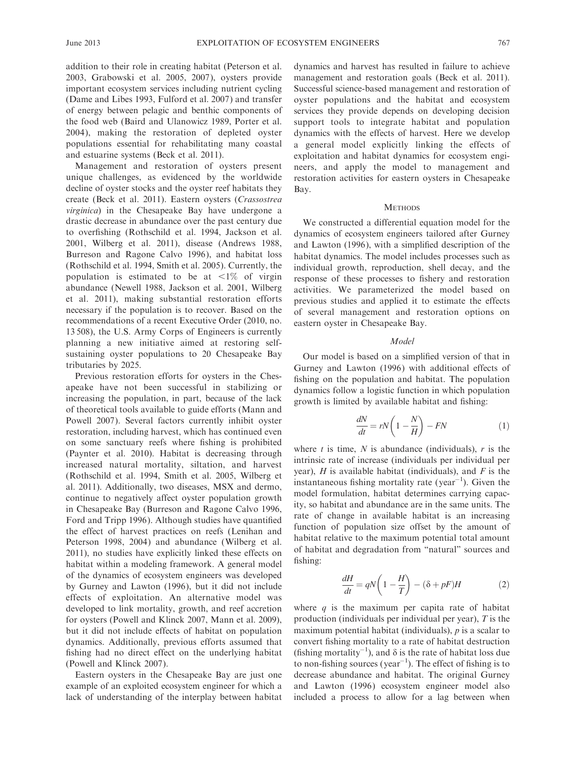addition to their role in creating habitat (Peterson et al. 2003, Grabowski et al. 2005, 2007), oysters provide important ecosystem services including nutrient cycling (Dame and Libes 1993, Fulford et al. 2007) and transfer of energy between pelagic and benthic components of the food web (Baird and Ulanowicz 1989, Porter et al. 2004), making the restoration of depleted oyster populations essential for rehabilitating many coastal and estuarine systems (Beck et al. 2011).

Management and restoration of oysters present unique challenges, as evidenced by the worldwide decline of oyster stocks and the oyster reef habitats they create (Beck et al. 2011). Eastern oysters (*Crassostrea virginica*) in the Chesapeake Bay have undergone a drastic decrease in abundance over the past century due to overfishing (Rothschild et al. 1994, Jackson et al. 2001, Wilberg et al. 2011), disease (Andrews 1988, Burreson and Ragone Calvo 1996), and habitat loss (Rothschild et al. 1994, Smith et al. 2005). Currently, the population is estimated to be at $<1\%$ of virgin abundance (Newell 1988, Jackson et al. 2001, Wilberg et al. 2011), making substantial restoration efforts necessary if the population is to recover. Based on the recommendations of a recent Executive Order (2010, no. 13 508), the U.S. Army Corps of Engineers is currently planning a new initiative aimed at restoring self-sustaining oyster populations to 20 Chesapeake Bay tributaries by 2025.

Previous restoration efforts for oysters in the Chesapeake have not been successful in stabilizing or increasing the population, in part, because of the lack of theoretical tools available to guide efforts (Mann and Powell 2007). Several factors currently inhibit oyster restoration, including harvest, which has continued even on some sanctuary reefs where fishing is prohibited (Paynter et al. 2010). Habitat is decreasing through increased natural mortality, siltation, and harvest (Rothschild et al. 1994, Smith et al. 2005, Wilberg et al. 2011). Additionally, two diseases, MSX and dermo, continue to negatively affect oyster population growth in Chesapeake Bay (Burreson and Ragone Calvo 1996, Ford and Tripp 1996). Although studies have quantified the effect of harvest practices on reefs (Lenihan and Peterson 1998, 2004) and abundance (Wilberg et al. 2011), no studies have explicitly linked these effects on habitat within a modeling framework. A general model of the dynamics of ecosystem engineers was developed by Gurney and Lawton (1996), but it did not include effects of exploitation. An alternative model was developed to link mortality, growth, and reef accretion for oysters (Powell and Klinck 2007, Mann et al. 2009), but it did not include effects of habitat on population dynamics. Additionally, previous efforts assumed that fishing had no direct effect on the underlying habitat (Powell and Klinck 2007).

Eastern oysters in the Chesapeake Bay are just one example of an exploited ecosystem engineer for which a lack of understanding of the interplay between habitat dynamics and harvest has resulted in failure to achieve management and restoration goals (Beck et al. 2011). Successful science-based management and restoration of oyster populations and the habitat and ecosystem services they provide depends on developing decision support tools to integrate habitat and population dynamics with the effects of harvest. Here we develop a general model explicitly linking the effects of exploitation and habitat dynamics for ecosystem engineers, and apply the model to management and restoration activities for eastern oysters in Chesapeake Bay.

## Methods

We constructed a differential equation model for the dynamics of ecosystem engineers tailored after Gurney and Lawton (1996), with a simplified description of the habitat dynamics. The model includes processes such as individual growth, reproduction, shell decay, and the response of these processes to fishery and restoration activities. We parameterized the model based on previous studies and applied it to estimate the effects of several management and restoration options on eastern oyster in Chesapeake Bay.

### *Model*

Our model is based on a simplified version of that in Gurney and Lawton (1996) with additional effects of fishing on the population and habitat. The population dynamics follow a logistic function in which population growth is limited by available habitat and fishing:

$$\frac{dN}{dt} = rN\left(1 - \frac{N}{H}\right) - FN \tag{1}$$

where $t$ is time, $N$ is abundance (individuals), $r$ is the intrinsic rate of increase (individuals per individual per year), $H$ is available habitat (individuals), and $F$ is the instantaneous fishing mortality rate (year$^{-1}$). Given the model formulation, habitat determines carrying capacity, so habitat and abundance are in the same units. The rate of change in available habitat is an increasing function of population size offset by the amount of habitat relative to the maximum potential total amount of habitat and degradation from "natural" sources and fishing:

$$\frac{dH}{dt} = qN\left(1 - \frac{H}{T}\right) - (\delta + pF)H \tag{2}$$

where $q$ is the maximum per capita rate of habitat production (individuals per individual per year), $T$ is the maximum potential habitat (individuals), $p$ is a scalar to convert fishing mortality to a rate of habitat destruction (fishing mortality$^{-1}$), and $\delta$ is the rate of habitat loss due to non-fishing sources (year$^{-1}$). The effect of fishing is to decrease abundance and habitat. The original Gurney and Lawton (1996) ecosystem engineer model also included a process to allow for a lag between when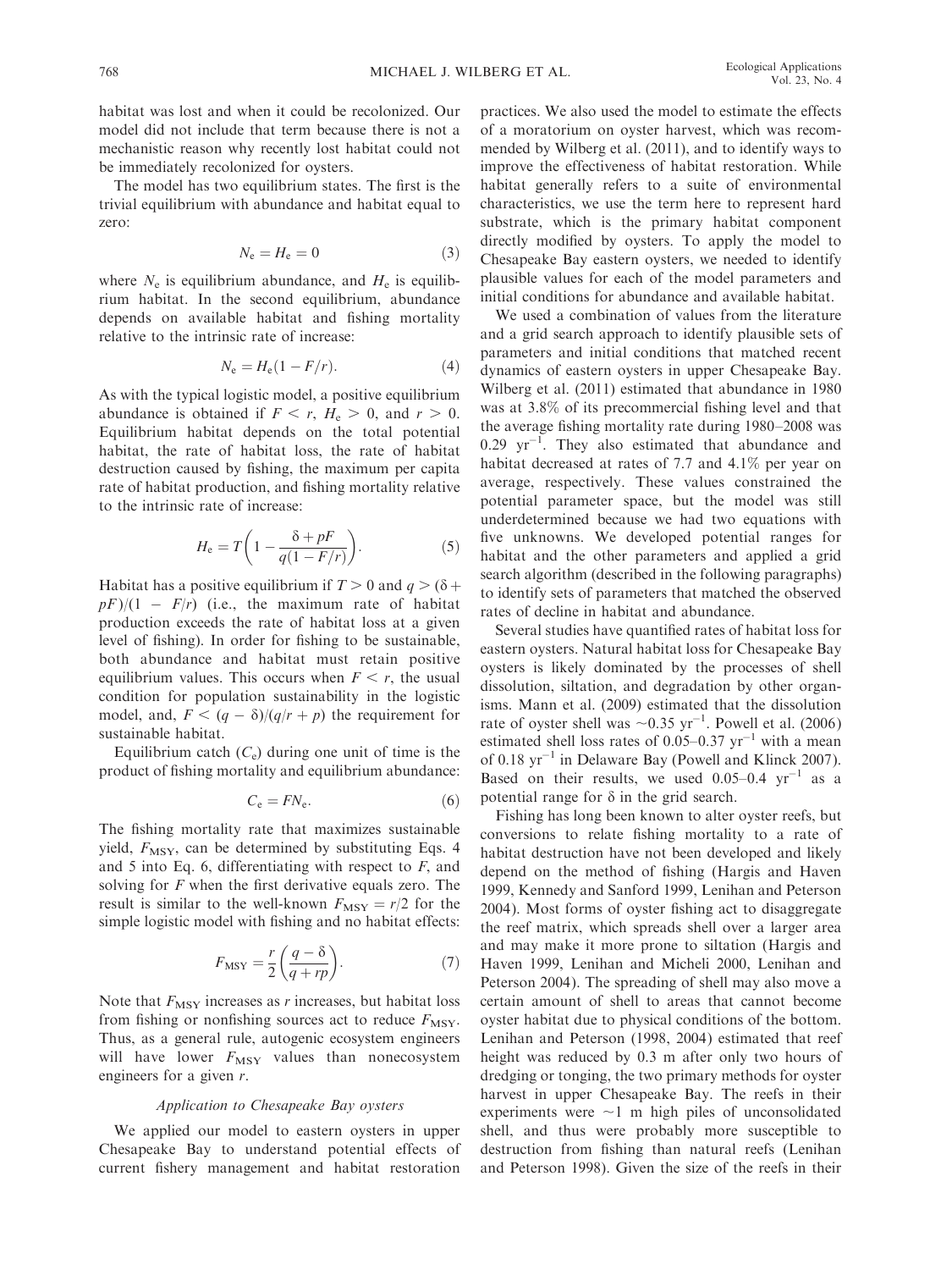habitat was lost and when it could be recolonized. Our model did not include that term because there is not a mechanistic reason why recently lost habitat could not be immediately recolonized for oysters.

The model has two equilibrium states. The first is the trivial equilibrium with abundance and habitat equal to zero:

$$N_e = H_e = 0 \tag{3}$$

where $N_e$ is equilibrium abundance, and $H_e$ is equilibrium habitat. In the second equilibrium, abundance depends on available habitat and fishing mortality relative to the intrinsic rate of increase:

$$N_e = H_e(1 - F/r). \tag{4}$$

As with the typical logistic model, a positive equilibrium abundance is obtained if $F < r$, $H_e > 0$, and $r > 0$. Equilibrium habitat depends on the total potential habitat, the rate of habitat loss, the rate of habitat destruction caused by fishing, the maximum per capita rate of habitat production, and fishing mortality relative to the intrinsic rate of increase:

$$H_e = T\left(1 - \frac{\delta + pF}{q(1 - F/r)}\right). \tag{5}$$

Habitat has a positive equilibrium if $T > 0$ and $q > (\delta + pF)/(1 - F/r)$ (i.e., the maximum rate of habitat production exceeds the rate of habitat loss at a given level of fishing). In order for fishing to be sustainable, both abundance and habitat must retain positive equilibrium values. This occurs when $F < r$, the usual condition for population sustainability in the logistic model, and, $F < (q - \delta)/(q/r + p)$ the requirement for sustainable habitat.

Equilibrium catch ($C_e$) during one unit of time is the product of fishing mortality and equilibrium abundance:

$$C_e = FN_e. \tag{6}$$

The fishing mortality rate that maximizes sustainable yield, $F_{MSY}$, can be determined by substituting Eqs. 4 and 5 into Eq. 6, differentiating with respect to $F$, and solving for $F$ when the first derivative equals zero. The result is similar to the well-known $F_{MSY} = r/2$ for the simple logistic model with fishing and no habitat effects:

$$F_{MSY} = \frac{r}{2}\left(\frac{q - \delta}{q + rp}\right). \tag{7}$$

Note that $F_{MSY}$ increases as $r$ increases, but habitat loss from fishing or nonfishing sources act to reduce $F_{MSY}$. Thus, as a general rule, autogenic ecosystem engineers will have lower $F_{MSY}$ values than nonecosystem engineers for a given $r$.

### *Application to Chesapeake Bay oysters*

We applied our model to eastern oysters in upper Chesapeake Bay to understand potential effects of current fishery management and habitat restoration practices. We also used the model to estimate the effects of a moratorium on oyster harvest, which was recommended by Wilberg et al. (2011), and to identify ways to improve the effectiveness of habitat restoration. While habitat generally refers to a suite of environmental characteristics, we use the term here to represent hard substrate, which is the primary habitat component directly modified by oysters. To apply the model to Chesapeake Bay eastern oysters, we needed to identify plausible values for each of the model parameters and initial conditions for abundance and available habitat.

We used a combination of values from the literature and a grid search approach to identify plausible sets of parameters and initial conditions that matched recent dynamics of eastern oysters in upper Chesapeake Bay. Wilberg et al. (2011) estimated that abundance in 1980 was at 3.8% of its precommercial fishing level and that the average fishing mortality rate during 1980–2008 was 0.29 $yr^{-1}$. They also estimated that abundance and habitat decreased at rates of 7.7 and 4.1% per year on average, respectively. These values constrained the potential parameter space, but the model was still underdetermined because we had two equations with five unknowns. We developed potential ranges for habitat and the other parameters and applied a grid search algorithm (described in the following paragraphs) to identify sets of parameters that matched the observed rates of decline in habitat and abundance.

Several studies have quantified rates of habitat loss for eastern oysters. Natural habitat loss for Chesapeake Bay oysters is likely dominated by the processes of shell dissolution, siltation, and degradation by other organisms. Mann et al. (2009) estimated that the dissolution rate of oyster shell was ~0.35 $yr^{-1}$. Powell et al. (2006) estimated shell loss rates of 0.05–0.37 $yr^{-1}$ with a mean of 0.18 $yr^{-1}$ in Delaware Bay (Powell and Klinck 2007). Based on their results, we used 0.05–0.4 $yr^{-1}$ as a potential range for $\delta$ in the grid search.

Fishing has long been known to alter oyster reefs, but conversions to relate fishing mortality to a rate of habitat destruction have not been developed and likely depend on the method of fishing (Hargis and Haven 1999, Kennedy and Sanford 1999, Lenihan and Peterson 2004). Most forms of oyster fishing act to disaggregate the reef matrix, which spreads shell over a larger area and may make it more prone to siltation (Hargis and Haven 1999, Lenihan and Micheli 2000, Lenihan and Peterson 2004). The spreading of shell may also move a certain amount of shell to areas that cannot become oyster habitat due to physical conditions of the bottom. Lenihan and Peterson (1998, 2004) estimated that reef height was reduced by 0.3 m after only two hours of dredging or tonging, the two primary methods for oyster harvest in upper Chesapeake Bay. The reefs in their experiments were ~1 m high piles of unconsolidated shell, and thus were probably more susceptible to destruction from fishing than natural reefs (Lenihan and Peterson 1998). Given the size of the reefs in their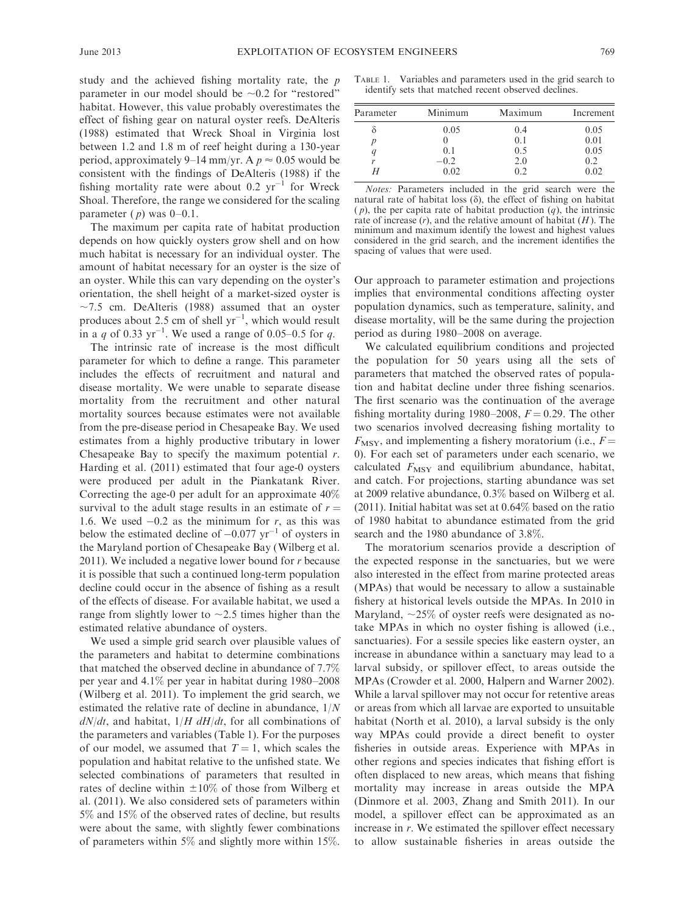study and the achieved fishing mortality rate, the $p$ parameter in our model should be $\sim$0.2 for "restored" habitat. However, this value probably overestimates the effect of fishing gear on natural oyster reefs. DeAlteris (1988) estimated that Wreck Shoal in Virginia lost between 1.2 and 1.8 m of reef height during a 130-year period, approximately 9–14 mm/yr. A $p \approx 0.05$ would be consistent with the findings of DeAlteris (1988) if the fishing mortality rate were about 0.2 $yr^{-1}$ for Wreck Shoal. Therefore, the range we considered for the scaling parameter ($p$) was 0–0.1.

The maximum per capita rate of habitat production depends on how quickly oysters grow shell and on how much habitat is necessary for an individual oyster. The amount of habitat necessary for an oyster is the size of an oyster. While this can vary depending on the oyster's orientation, the shell height of a market-sized oyster is $\sim$7.5 cm. DeAlteris (1988) assumed that an oyster produces about 2.5 cm of shell $yr^{-1}$, which would result in a $q$ of 0.33 $yr^{-1}$. We used a range of 0.05–0.5 for $q$.

The intrinsic rate of increase is the most difficult parameter for which to define a range. This parameter includes the effects of recruitment and natural and disease mortality. We were unable to separate disease mortality from the recruitment and other natural mortality sources because estimates were not available from the pre-disease period in Chesapeake Bay. We used estimates from a highly productive tributary in lower Chesapeake Bay to specify the maximum potential $r$. Harding et al. (2011) estimated that four age-0 oysters were produced per adult in the Piankatank River. Correcting the age-0 per adult for an approximate 40% survival to the adult stage results in an estimate of $r = 1.6$. We used $-0.2$ as the minimum for $r$, as this was below the estimated decline of $-0.077$ $yr^{-1}$ of oysters in the Maryland portion of Chesapeake Bay (Wilberg et al. 2011). We included a negative lower bound for $r$ because it is possible that such a continued long-term population decline could occur in the absence of fishing as a result of the effects of disease. For available habitat, we used a range from slightly lower to $\sim$2.5 times higher than the estimated relative abundance of oysters.

We used a simple grid search over plausible values of the parameters and habitat to determine combinations that matched the observed decline in abundance of 7.7% per year and 4.1% per year in habitat during 1980–2008 (Wilberg et al. 2011). To implement the grid search, we estimated the relative rate of decline in abundance, $1/N \; dN/dt$, and habitat, $1/H \; dH/dt$, for all combinations of the parameters and variables (Table 1). For the purposes of our model, we assumed that $T = 1$, which scales the population and habitat relative to the unfished state. We selected combinations of parameters that resulted in rates of decline within $\pm$10% of those from Wilberg et al. (2011). We also considered sets of parameters within 5% and 15% of the observed rates of decline, but results were about the same, with slightly fewer combinations of parameters within 5% and slightly more within 15%.

Table 1. Variables and parameters used in the grid search to identify sets that matched recent observed declines.

| Parameter | Minimum | Maximum | Increment |
|---|---|---|---|
| $\delta$ | 0.05 | 0.4 | 0.05 |
| $p$ | 0 | 0.1 | 0.01 |
| $q$ | 0.1 | 0.5 | 0.05 |
| $r$ | $-0.2$ | 2.0 | 0.2 |
| $H$ | 0.02 | 0.2 | 0.02 |

*Notes:* Parameters included in the grid search were the natural rate of habitat loss ($\delta$), the effect of fishing on habitat ($p$), the per capita rate of habitat production ($q$), the intrinsic rate of increase ($r$), and the relative amount of habitat ($H$). The minimum and maximum identify the lowest and highest values considered in the grid search, and the increment identifies the spacing of values that were used.

Our approach to parameter estimation and projections implies that environmental conditions affecting oyster population dynamics, such as temperature, salinity, and disease mortality, will be the same during the projection period as during 1980–2008 on average.

We calculated equilibrium conditions and projected the population for 50 years using all the sets of parameters that matched the observed rates of population and habitat decline under three fishing scenarios. The first scenario was the continuation of the average fishing mortality during 1980–2008, $F = 0.29$. The other two scenarios involved decreasing fishing mortality to $F_{MSY}$, and implementing a fishery moratorium (i.e., $F = 0$). For each set of parameters under each scenario, we calculated $F_{MSY}$ and equilibrium abundance, habitat, and catch. For projections, starting abundance was set at 2009 relative abundance, 0.3% based on Wilberg et al. (2011). Initial habitat was set at 0.64% based on the ratio of 1980 habitat to abundance estimated from the grid search and the 1980 abundance of 3.8%.

The moratorium scenarios provide a description of the expected response in the sanctuaries, but we were also interested in the effect from marine protected areas (MPAs) that would be necessary to allow a sustainable fishery at historical levels outside the MPAs. In 2010 in Maryland, $\sim$25% of oyster reefs were designated as no-take MPAs in which no oyster fishing is allowed (i.e., sanctuaries). For a sessile species like eastern oyster, an increase in abundance within a sanctuary may lead to a larval subsidy, or spillover effect, to areas outside the MPAs (Crowder et al. 2000, Halpern and Warner 2002). While a larval spillover may not occur for retentive areas or areas from which all larvae are exported to unsuitable habitat (North et al. 2010), a larval subsidy is the only way MPAs could provide a direct benefit to oyster fisheries in outside areas. Experience with MPAs in other regions and species indicates that fishing effort is often displaced to new areas, which means that fishing mortality may increase in areas outside the MPA (Dinmore et al. 2003, Zhang and Smith 2011). In our model, a spillover effect can be approximated as an increase in $r$. We estimated the spillover effect necessary to allow sustainable fisheries in areas outside the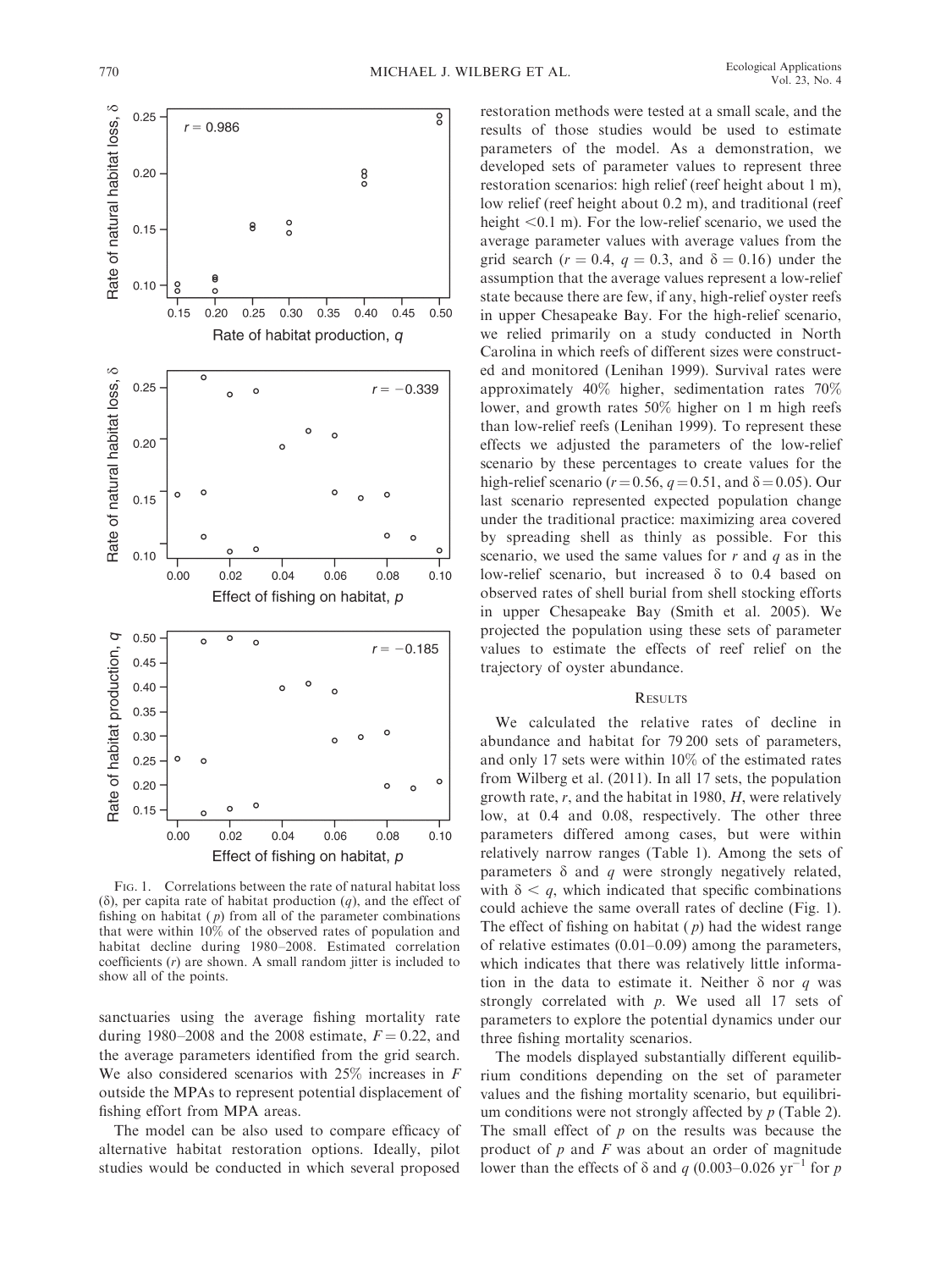FIG. 1. Correlations between the rate of natural habitat loss ($\delta$), per capita rate of habitat production ($q$), and the effect of fishing on habitat ($p$) from all of the parameter combinations that were within 10% of the observed rates of population and habitat decline during 1980–2008. Estimated correlation coefficients ($r$) are shown. A small random jitter is included to show all of the points.

sanctuaries using the average fishing mortality rate during 1980–2008 and the 2008 estimate, $F = 0.22$, and the average parameters identified from the grid search. We also considered scenarios with 25% increases in $F$ outside the MPAs to represent potential displacement of fishing effort from MPA areas.

The model can be also used to compare efficacy of alternative habitat restoration options. Ideally, pilot studies would be conducted in which several proposed restoration methods were tested at a small scale, and the results of those studies would be used to estimate parameters of the model. As a demonstration, we developed sets of parameter values to represent three restoration scenarios: high relief (reef height about 1 m), low relief (reef height about 0.2 m), and traditional (reef height <0.1 m). For the low-relief scenario, we used the average parameter values with average values from the grid search ($r = 0.4$, $q = 0.3$, and $\delta = 0.16$) under the assumption that the average values represent a low-relief state because there are few, if any, high-relief oyster reefs in upper Chesapeake Bay. For the high-relief scenario, we relied primarily on a study conducted in North Carolina in which reefs of different sizes were constructed and monitored (Lenihan 1999). Survival rates were approximately 40% higher, sedimentation rates 70% lower, and growth rates 50% higher on 1 m high reefs than low-relief reefs (Lenihan 1999). To represent these effects we adjusted the parameters of the low-relief scenario by these percentages to create values for the high-relief scenario ($r = 0.56$, $q = 0.51$, and $\delta = 0.05$). Our last scenario represented expected population change under the traditional practice: maximizing area covered by spreading shell as thinly as possible. For this scenario, we used the same values for $r$ and $q$ as in the low-relief scenario, but increased $\delta$ to 0.4 based on observed rates of shell burial from shell stocking efforts in upper Chesapeake Bay (Smith et al. 2005). We projected the population using these sets of parameter values to estimate the effects of reef relief on the trajectory of oyster abundance.

## RESULTS

We calculated the relative rates of decline in abundance and habitat for 79 200 sets of parameters, and only 17 sets were within 10% of the estimated rates from Wilberg et al. (2011). In all 17 sets, the population growth rate, $r$, and the habitat in 1980, $H$, were relatively low, at 0.4 and 0.08, respectively. The other three parameters differed among cases, but were within relatively narrow ranges (Table 1). Among the sets of parameters $\delta$ and $q$ were strongly negatively related, with $\delta < q$, which indicated that specific combinations could achieve the same overall rates of decline (Fig. 1). The effect of fishing on habitat ($p$) had the widest range of relative estimates (0.01–0.09) among the parameters, which indicates that there was relatively little information in the data to estimate it. Neither $\delta$ nor $q$ was strongly correlated with $p$. We used all 17 sets of parameters to explore the potential dynamics under our three fishing mortality scenarios.

The models displayed substantially different equilibrium conditions depending on the set of parameter values and the fishing mortality scenario, but equilibrium conditions were not strongly affected by $p$ (Table 2). The small effect of $p$ on the results was because the product of $p$ and $F$ was about an order of magnitude lower than the effects of $\delta$ and $q$ (0.003–0.026 $yr^{-1}$ for $p$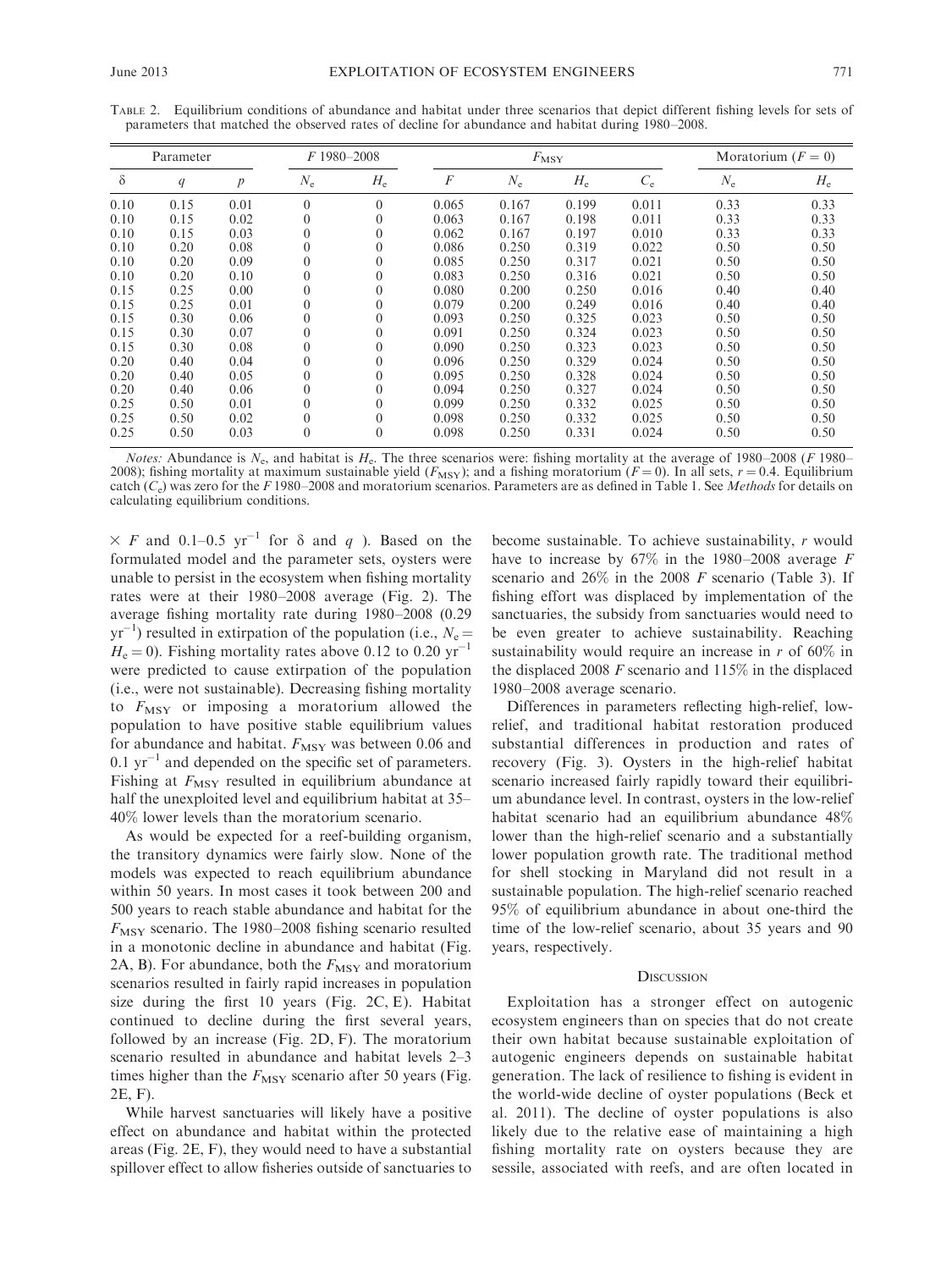TABLE 2. Equilibrium conditions of abundance and habitat under three scenarios that depict different fishing levels for sets of parameters that matched the observed rates of decline for abundance and habitat during 1980–2008.

| Parameter | | | $F$ 1980–2008 | | $F_{MSY}$ | | | | Moratorium ($F = 0$) | |
|---|---|---|---|---|---|---|---|---|---|---|
| $\delta$ | $q$ | $p$ | $N_e$ | $H_e$ | $F$ | $N_e$ | $H_e$ | $C_e$ | $N_e$ | $H_e$ |
| 0.10 | 0.15 | 0.01 | 0 | 0 | 0.065 | 0.167 | 0.199 | 0.011 | 0.33 | 0.33 |
| 0.10 | 0.15 | 0.02 | 0 | 0 | 0.063 | 0.167 | 0.198 | 0.011 | 0.33 | 0.33 |
| 0.10 | 0.15 | 0.03 | 0 | 0 | 0.062 | 0.167 | 0.197 | 0.010 | 0.33 | 0.33 |
| 0.10 | 0.20 | 0.08 | 0 | 0 | 0.086 | 0.250 | 0.319 | 0.022 | 0.50 | 0.50 |
| 0.10 | 0.20 | 0.09 | 0 | 0 | 0.085 | 0.250 | 0.317 | 0.021 | 0.50 | 0.50 |
| 0.10 | 0.20 | 0.10 | 0 | 0 | 0.083 | 0.250 | 0.316 | 0.021 | 0.50 | 0.50 |
| 0.15 | 0.25 | 0.00 | 0 | 0 | 0.080 | 0.200 | 0.250 | 0.016 | 0.40 | 0.40 |
| 0.15 | 0.25 | 0.01 | 0 | 0 | 0.079 | 0.200 | 0.249 | 0.016 | 0.40 | 0.40 |
| 0.15 | 0.30 | 0.06 | 0 | 0 | 0.093 | 0.250 | 0.325 | 0.023 | 0.50 | 0.50 |
| 0.15 | 0.30 | 0.07 | 0 | 0 | 0.091 | 0.250 | 0.324 | 0.023 | 0.50 | 0.50 |
| 0.15 | 0.30 | 0.08 | 0 | 0 | 0.090 | 0.250 | 0.323 | 0.023 | 0.50 | 0.50 |
| 0.20 | 0.40 | 0.04 | 0 | 0 | 0.096 | 0.250 | 0.329 | 0.024 | 0.50 | 0.50 |
| 0.20 | 0.40 | 0.05 | 0 | 0 | 0.095 | 0.250 | 0.328 | 0.024 | 0.50 | 0.50 |
| 0.20 | 0.40 | 0.06 | 0 | 0 | 0.094 | 0.250 | 0.327 | 0.024 | 0.50 | 0.50 |
| 0.25 | 0.50 | 0.01 | 0 | 0 | 0.099 | 0.250 | 0.332 | 0.025 | 0.50 | 0.50 |
| 0.25 | 0.50 | 0.02 | 0 | 0 | 0.098 | 0.250 | 0.332 | 0.025 | 0.50 | 0.50 |
| 0.25 | 0.50 | 0.03 | 0 | 0 | 0.098 | 0.250 | 0.331 | 0.024 | 0.50 | 0.50 |

*Notes:* Abundance is $N_e$, and habitat is $H_e$. The three scenarios were: fishing mortality at the average of 1980–2008 ($F$ 1980–2008); fishing mortality at maximum sustainable yield ($F_{MSY}$); and a fishing moratorium ($F = 0$). In all sets, $r = 0.4$. Equilibrium catch ($C_e$) was zero for the $F$ 1980–2008 and moratorium scenarios. Parameters are as defined in Table 1. See *Methods* for details on calculating equilibrium conditions.

$\times$ $F$ and 0.1–0.5 yr$^{-1}$ for $\delta$ and $q$ ). Based on the formulated model and the parameter sets, oysters were unable to persist in the ecosystem when fishing mortality rates were at their 1980–2008 average (Fig. 2). The average fishing mortality rate during 1980–2008 (0.29 yr$^{-1}$) resulted in extirpation of the population (i.e., $N_e = H_e = 0$). Fishing mortality rates above 0.12 to 0.20 yr$^{-1}$ were predicted to cause extirpation of the population (i.e., were not sustainable). Decreasing fishing mortality to $F_{MSY}$ or imposing a moratorium allowed the population to have positive stable equilibrium values for abundance and habitat. $F_{MSY}$ was between 0.06 and 0.1 yr$^{-1}$ and depended on the specific set of parameters. Fishing at $F_{MSY}$ resulted in equilibrium abundance at half the unexploited level and equilibrium habitat at 35–40% lower levels than the moratorium scenario.

As would be expected for a reef-building organism, the transitory dynamics were fairly slow. None of the models was expected to reach equilibrium abundance within 50 years. In most cases it took between 200 and 500 years to reach stable abundance and habitat for the $F_{MSY}$ scenario. The 1980–2008 fishing scenario resulted in a monotonic decline in abundance and habitat (Fig. 2A, B). For abundance, both the $F_{MSY}$ and moratorium scenarios resulted in fairly rapid increases in population size during the first 10 years (Fig. 2C, E). Habitat continued to decline during the first several years, followed by an increase (Fig. 2D, F). The moratorium scenario resulted in abundance and habitat levels 2–3 times higher than the $F_{MSY}$ scenario after 50 years (Fig. 2E, F).

While harvest sanctuaries will likely have a positive effect on abundance and habitat within the protected areas (Fig. 2E, F), they would need to have a substantial spillover effect to allow fisheries outside of sanctuaries to become sustainable. To achieve sustainability, $r$ would have to increase by 67% in the 1980–2008 average $F$ scenario and 26% in the 2008 $F$ scenario (Table 3). If fishing effort was displaced by implementation of the sanctuaries, the subsidy from sanctuaries would need to be even greater to achieve sustainability. Reaching sustainability would require an increase in $r$ of 60% in the displaced 2008 $F$ scenario and 115% in the displaced 1980–2008 average scenario.

Differences in parameters reflecting high-relief, low-relief, and traditional habitat restoration produced substantial differences in production and rates of recovery (Fig. 3). Oysters in the high-relief habitat scenario increased fairly rapidly toward their equilibrium abundance level. In contrast, oysters in the low-relief habitat scenario had an equilibrium abundance 48% lower than the high-relief scenario and a substantially lower population growth rate. The traditional method for shell stocking in Maryland did not result in a sustainable population. The high-relief scenario reached 95% of equilibrium abundance in about one-third the time of the low-relief scenario, about 35 years and 90 years, respectively.

## DISCUSSION

Exploitation has a stronger effect on autogenic ecosystem engineers than on species that do not create their own habitat because sustainable exploitation of autogenic engineers depends on sustainable habitat generation. The lack of resilience to fishing is evident in the world-wide decline of oyster populations (Beck et al. 2011). The decline of oyster populations is also likely due to the relative ease of maintaining a high fishing mortality rate on oysters because they are sessile, associated with reefs, and are often located in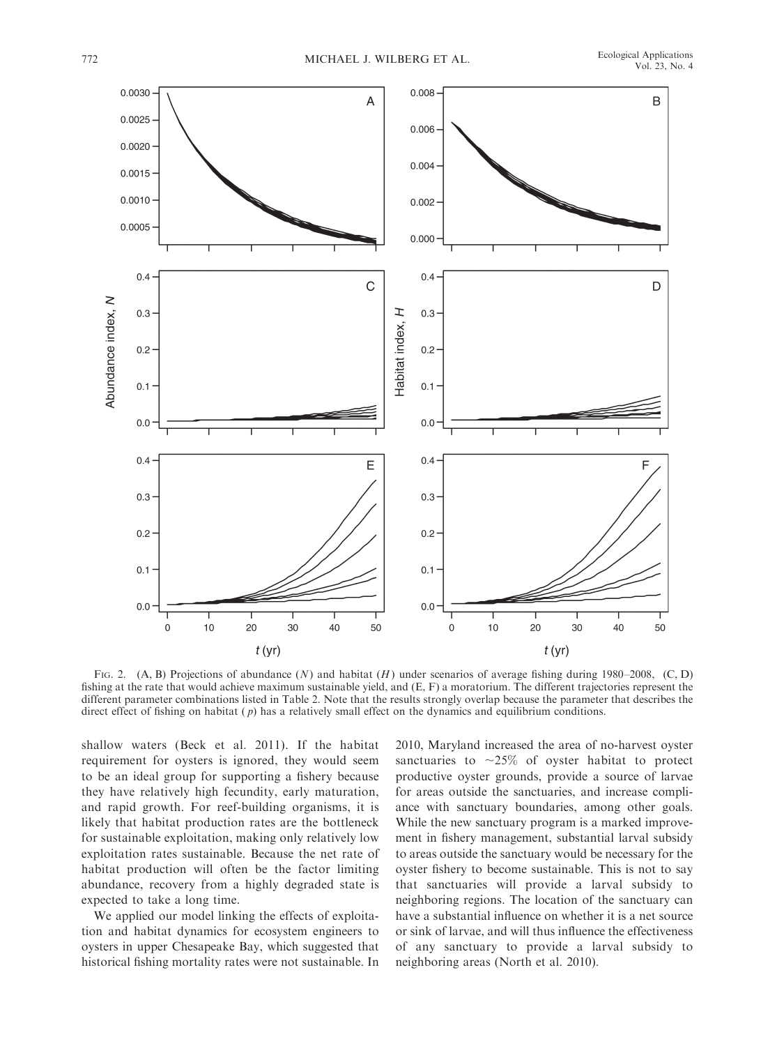Fig. 2. (A, B) Projections of abundance ($N$) and habitat ($H$) under scenarios of average fishing during 1980–2008, (C, D) fishing at the rate that would achieve maximum sustainable yield, and (E, F) a moratorium. The different trajectories represent the different parameter combinations listed in Table 2. Note that the results strongly overlap because the parameter that describes the direct effect of fishing on habitat ($p$) has a relatively small effect on the dynamics and equilibrium conditions.

shallow waters (Beck et al. 2011). If the habitat requirement for oysters is ignored, they would seem to be an ideal group for supporting a fishery because they have relatively high fecundity, early maturation, and rapid growth. For reef-building organisms, it is likely that habitat production rates are the bottleneck for sustainable exploitation, making only relatively low exploitation rates sustainable. Because the net rate of habitat production will often be the factor limiting abundance, recovery from a highly degraded state is expected to take a long time.

We applied our model linking the effects of exploitation and habitat dynamics for ecosystem engineers to oysters in upper Chesapeake Bay, which suggested that historical fishing mortality rates were not sustainable. In 2010, Maryland increased the area of no-harvest oyster sanctuaries to ~25% of oyster habitat to protect productive oyster grounds, provide a source of larvae for areas outside the sanctuaries, and increase compliance with sanctuary boundaries, among other goals. While the new sanctuary program is a marked improvement in fishery management, substantial larval subsidy to areas outside the sanctuary would be necessary for the oyster fishery to become sustainable. This is not to say that sanctuaries will provide a larval subsidy to neighboring regions. The location of the sanctuary can have a substantial influence on whether it is a net source or sink of larvae, and will thus influence the effectiveness of any sanctuary to provide a larval subsidy to neighboring areas (North et al. 2010).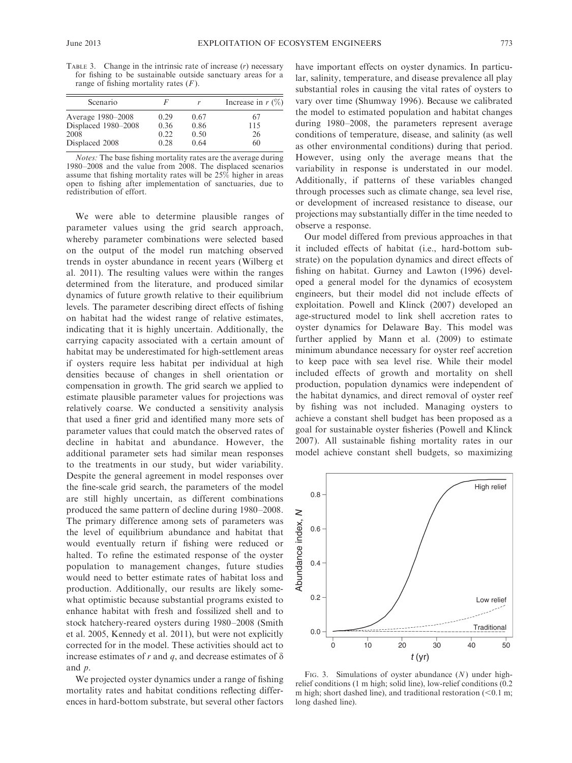Table 3. Change in the intrinsic rate of increase ($r$) necessary for fishing to be sustainable outside sanctuary areas for a range of fishing mortality rates ($F$).

| Scenario | $F$ | $r$ | Increase in $r$ (%) |
|---|---|---|---|
| Average 1980–2008 | 0.29 | 0.67 | 67 |
| Displaced 1980–2008 | 0.36 | 0.86 | 115 |
| 2008 | 0.22 | 0.50 | 26 |
| Displaced 2008 | 0.28 | 0.64 | 60 |

*Notes:* The base fishing mortality rates are the average during 1980–2008 and the value from 2008. The displaced scenarios assume that fishing mortality rates will be 25% higher in areas open to fishing after implementation of sanctuaries, due to redistribution of effort.

We were able to determine plausible ranges of parameter values using the grid search approach, whereby parameter combinations were selected based on the output of the model run matching observed trends in oyster abundance in recent years (Wilberg et al. 2011). The resulting values were within the ranges determined from the literature, and produced similar dynamics of future growth relative to their equilibrium levels. The parameter describing direct effects of fishing on habitat had the widest range of relative estimates, indicating that it is highly uncertain. Additionally, the carrying capacity associated with a certain amount of habitat may be underestimated for high-settlement areas if oysters require less habitat per individual at high densities because of changes in shell orientation or compensation in growth. The grid search we applied to estimate plausible parameter values for projections was relatively coarse. We conducted a sensitivity analysis that used a finer grid and identified many more sets of parameter values that could match the observed rates of decline in habitat and abundance. However, the additional parameter sets had similar mean responses to the treatments in our study, but wider variability. Despite the general agreement in model responses over the fine-scale grid search, the parameters of the model are still highly uncertain, as different combinations produced the same pattern of decline during 1980–2008. The primary difference among sets of parameters was the level of equilibrium abundance and habitat that would eventually return if fishing were reduced or halted. To refine the estimated response of the oyster population to management changes, future studies would need to better estimate rates of habitat loss and production. Additionally, our results are likely somewhat optimistic because substantial programs existed to enhance habitat with fresh and fossilized shell and to stock hatchery-reared oysters during 1980–2008 (Smith et al. 2005, Kennedy et al. 2011), but were not explicitly corrected for in the model. These activities should act to increase estimates of $r$ and $q$, and decrease estimates of $\delta$ and $p$.

We projected oyster dynamics under a range of fishing mortality rates and habitat conditions reflecting differences in hard-bottom substrate, but several other factors have important effects on oyster dynamics. In particular, salinity, temperature, and disease prevalence all play substantial roles in causing the vital rates of oysters to vary over time (Shumway 1996). Because we calibrated the model to estimated population and habitat changes during 1980–2008, the parameters represent average conditions of temperature, disease, and salinity (as well as other environmental conditions) during that period. However, using only the average means that the variability in response is understated in our model. Additionally, if patterns of these variables changed through processes such as climate change, sea level rise, or development of increased resistance to disease, our projections may substantially differ in the time needed to observe a response.

Our model differed from previous approaches in that it included effects of habitat (i.e., hard-bottom substrate) on the population dynamics and direct effects of fishing on habitat. Gurney and Lawton (1996) developed a general model for the dynamics of ecosystem engineers, but their model did not include effects of exploitation. Powell and Klinck (2007) developed an age-structured model to link shell accretion rates to oyster dynamics for Delaware Bay. This model was further applied by Mann et al. (2009) to estimate minimum abundance necessary for oyster reef accretion to keep pace with sea level rise. While their model included effects of growth and mortality on shell production, population dynamics were independent of the habitat dynamics, and direct removal of oyster reef by fishing was not included. Managing oysters to achieve a constant shell budget has been proposed as a goal for sustainable oyster fisheries (Powell and Klinck 2007). All sustainable fishing mortality rates in our model achieve constant shell budgets, so maximizing

Fig. 3. Simulations of oyster abundance ($N$) under high-relief conditions (1 m high; solid line), low-relief conditions (0.2 m high; short dashed line), and traditional restoration (<0.1 m; long dashed line).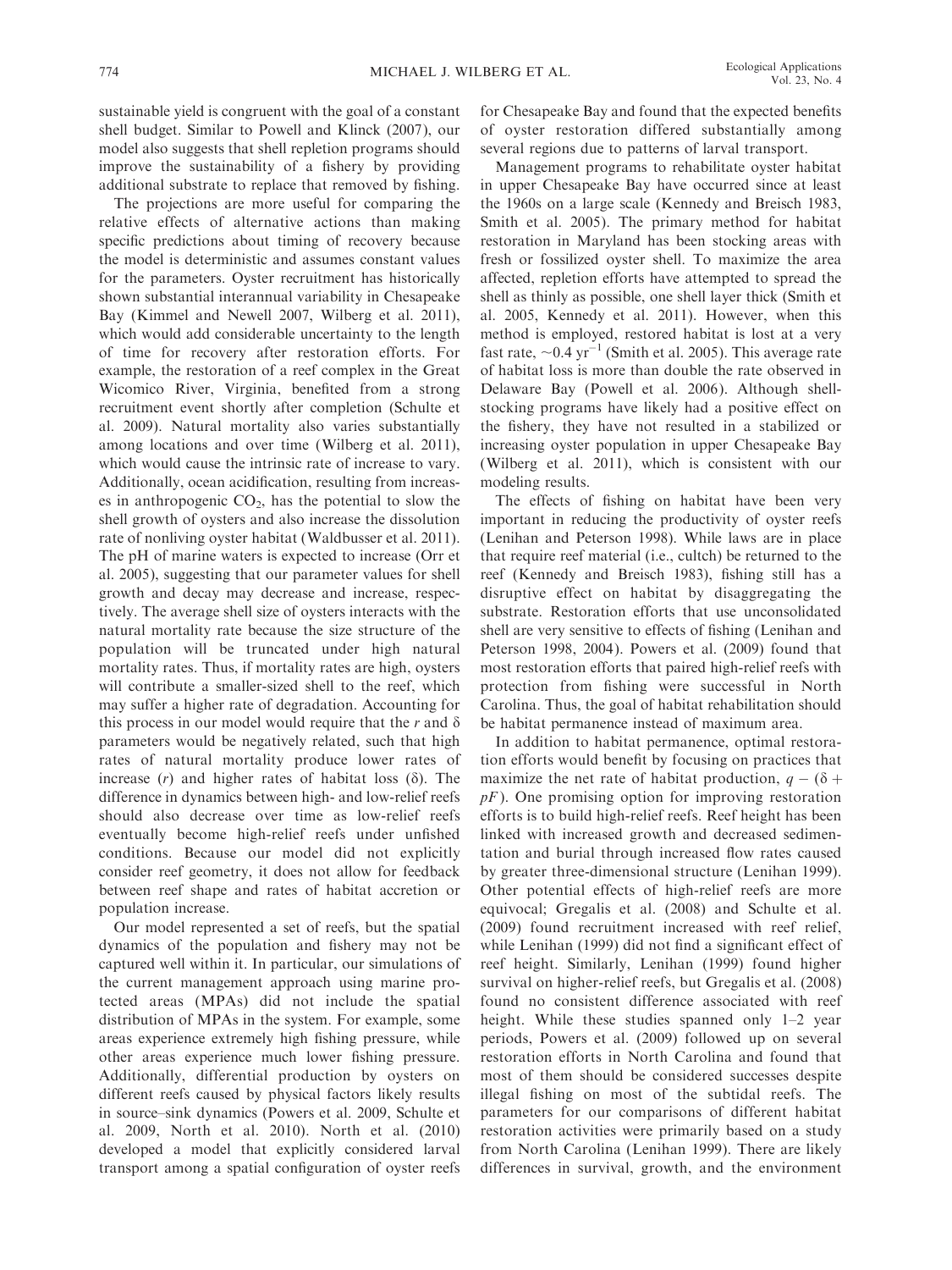sustainable yield is congruent with the goal of a constant shell budget. Similar to Powell and Klinck (2007), our model also suggests that shell repletion programs should improve the sustainability of a fishery by providing additional substrate to replace that removed by fishing.

The projections are more useful for comparing the relative effects of alternative actions than making specific predictions about timing of recovery because the model is deterministic and assumes constant values for the parameters. Oyster recruitment has historically shown substantial interannual variability in Chesapeake Bay (Kimmel and Newell 2007, Wilberg et al. 2011), which would add considerable uncertainty to the length of time for recovery after restoration efforts. For example, the restoration of a reef complex in the Great Wicomico River, Virginia, benefited from a strong recruitment event shortly after completion (Schulte et al. 2009). Natural mortality also varies substantially among locations and over time (Wilberg et al. 2011), which would cause the intrinsic rate of increase to vary. Additionally, ocean acidification, resulting from increases in anthropogenic $CO_2$, has the potential to slow the shell growth of oysters and also increase the dissolution rate of nonliving oyster habitat (Waldbusser et al. 2011). The pH of marine waters is expected to increase (Orr et al. 2005), suggesting that our parameter values for shell growth and decay may decrease and increase, respectively. The average shell size of oysters interacts with the natural mortality rate because the size structure of the population will be truncated under high natural mortality rates. Thus, if mortality rates are high, oysters will contribute a smaller-sized shell to the reef, which may suffer a higher rate of degradation. Accounting for this process in our model would require that the $r$ and $\delta$ parameters would be negatively related, such that high rates of natural mortality produce lower rates of increase ($r$) and higher rates of habitat loss ($\delta$). The difference in dynamics between high- and low-relief reefs should also decrease over time as low-relief reefs eventually become high-relief reefs under unfished conditions. Because our model did not explicitly consider reef geometry, it does not allow for feedback between reef shape and rates of habitat accretion or population increase.

Our model represented a set of reefs, but the spatial dynamics of the population and fishery may not be captured well within it. In particular, our simulations of the current management approach using marine protected areas (MPAs) did not include the spatial distribution of MPAs in the system. For example, some areas experience extremely high fishing pressure, while other areas experience much lower fishing pressure. Additionally, differential production by oysters on different reefs caused by physical factors likely results in source–sink dynamics (Powers et al. 2009, Schulte et al. 2009, North et al. 2010). North et al. (2010) developed a model that explicitly considered larval transport among a spatial configuration of oyster reefs for Chesapeake Bay and found that the expected benefits of oyster restoration differed substantially among several regions due to patterns of larval transport.

Management programs to rehabilitate oyster habitat in upper Chesapeake Bay have occurred since at least the 1960s on a large scale (Kennedy and Breisch 1983, Smith et al. 2005). The primary method for habitat restoration in Maryland has been stocking areas with fresh or fossilized oyster shell. To maximize the area affected, repletion efforts have attempted to spread the shell as thinly as possible, one shell layer thick (Smith et al. 2005, Kennedy et al. 2011). However, when this method is employed, restored habitat is lost at a very fast rate, $\sim 0.4\ \text{yr}^{-1}$ (Smith et al. 2005). This average rate of habitat loss is more than double the rate observed in Delaware Bay (Powell et al. 2006). Although shell-stocking programs have likely had a positive effect on the fishery, they have not resulted in a stabilized or increasing oyster population in upper Chesapeake Bay (Wilberg et al. 2011), which is consistent with our modeling results.

The effects of fishing on habitat have been very important in reducing the productivity of oyster reefs (Lenihan and Peterson 1998). While laws are in place that require reef material (i.e., cultch) be returned to the reef (Kennedy and Breisch 1983), fishing still has a disruptive effect on habitat by disaggregating the substrate. Restoration efforts that use unconsolidated shell are very sensitive to effects of fishing (Lenihan and Peterson 1998, 2004). Powers et al. (2009) found that most restoration efforts that paired high-relief reefs with protection from fishing were successful in North Carolina. Thus, the goal of habitat rehabilitation should be habitat permanence instead of maximum area.

In addition to habitat permanence, optimal restoration efforts would benefit by focusing on practices that maximize the net rate of habitat production, $q - (\delta + pF)$. One promising option for improving restoration efforts is to build high-relief reefs. Reef height has been linked with increased growth and decreased sedimentation and burial through increased flow rates caused by greater three-dimensional structure (Lenihan 1999). Other potential effects of high-relief reefs are more equivocal; Gregalis et al. (2008) and Schulte et al. (2009) found recruitment increased with reef relief, while Lenihan (1999) did not find a significant effect of reef height. Similarly, Lenihan (1999) found higher survival on higher-relief reefs, but Gregalis et al. (2008) found no consistent difference associated with reef height. While these studies spanned only 1–2 year periods, Powers et al. (2009) followed up on several restoration efforts in North Carolina and found that most of them should be considered successes despite illegal fishing on most of the subtidal reefs. The parameters for our comparisons of different habitat restoration activities were primarily based on a study from North Carolina (Lenihan 1999). There are likely differences in survival, growth, and the environment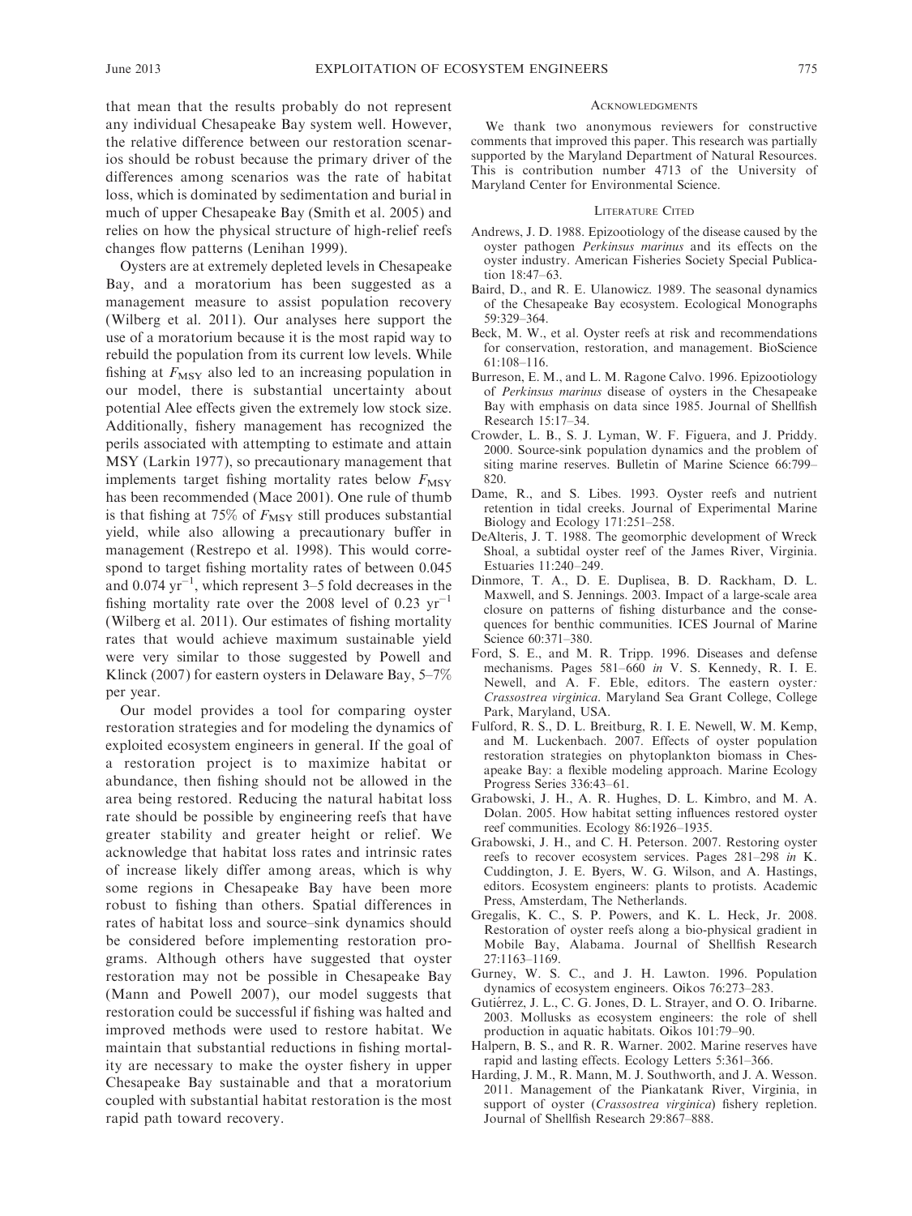that mean that the results probably do not represent any individual Chesapeake Bay system well. However, the relative difference between our restoration scenarios should be robust because the primary driver of the differences among scenarios was the rate of habitat loss, which is dominated by sedimentation and burial in much of upper Chesapeake Bay (Smith et al. 2005) and relies on how the physical structure of high-relief reefs changes flow patterns (Lenihan 1999).

Oysters are at extremely depleted levels in Chesapeake Bay, and a moratorium has been suggested as a management measure to assist population recovery (Wilberg et al. 2011). Our analyses here support the use of a moratorium because it is the most rapid way to rebuild the population from its current low levels. While fishing at $F_{MSY}$ also led to an increasing population in our model, there is substantial uncertainty about potential Alee effects given the extremely low stock size. Additionally, fishery management has recognized the perils associated with attempting to estimate and attain MSY (Larkin 1977), so precautionary management that implements target fishing mortality rates below $F_{MSY}$ has been recommended (Mace 2001). One rule of thumb is that fishing at 75% of $F_{MSY}$ still produces substantial yield, while also allowing a precautionary buffer in management (Restrepo et al. 1998). This would correspond to target fishing mortality rates of between 0.045 and 0.074 $yr^{-1}$, which represent 3–5 fold decreases in the fishing mortality rate over the 2008 level of 0.23 $yr^{-1}$ (Wilberg et al. 2011). Our estimates of fishing mortality rates that would achieve maximum sustainable yield were very similar to those suggested by Powell and Klinck (2007) for eastern oysters in Delaware Bay, 5–7% per year.

Our model provides a tool for comparing oyster restoration strategies and for modeling the dynamics of exploited ecosystem engineers in general. If the goal of a restoration project is to maximize habitat or abundance, then fishing should not be allowed in the area being restored. Reducing the natural habitat loss rate should be possible by engineering reefs that have greater stability and greater height or relief. We acknowledge that habitat loss rates and intrinsic rates of increase likely differ among areas, which is why some regions in Chesapeake Bay have been more robust to fishing than others. Spatial differences in rates of habitat loss and source–sink dynamics should be considered before implementing restoration programs. Although others have suggested that oyster restoration may not be possible in Chesapeake Bay (Mann and Powell 2007), our model suggests that restoration could be successful if fishing was halted and improved methods were used to restore habitat. We maintain that substantial reductions in fishing mortality are necessary to make the oyster fishery in upper Chesapeake Bay sustainable and that a moratorium coupled with substantial habitat restoration is the most rapid path toward recovery.

## Acknowledgments

We thank two anonymous reviewers for constructive comments that improved this paper. This research was partially supported by the Maryland Department of Natural Resources. This is contribution number 4713 of the University of Maryland Center for Environmental Science.

## Literature Cited

Andrews, J. D. 1988. Epizootiology of the disease caused by the oyster pathogen *Perkinsus marinus* and its effects on the oyster industry. American Fisheries Society Special Publication 18:47–63.

Baird, D., and R. E. Ulanowicz. 1989. The seasonal dynamics of the Chesapeake Bay ecosystem. Ecological Monographs 59:329–364.

Beck, M. W., et al. Oyster reefs at risk and recommendations for conservation, restoration, and management. BioScience 61:108–116.

Burreson, E. M., and L. M. Ragone Calvo. 1996. Epizootiology of *Perkinsus marinus* disease of oysters in the Chesapeake Bay with emphasis on data since 1985. Journal of Shellfish Research 15:17–34.

Crowder, L. B., S. J. Lyman, W. F. Figuera, and J. Priddy. 2000. Source-sink population dynamics and the problem of siting marine reserves. Bulletin of Marine Science 66:799–820.

Dame, R., and S. Libes. 1993. Oyster reefs and nutrient retention in tidal creeks. Journal of Experimental Marine Biology and Ecology 171:251–258.

DeAlteris, J. T. 1988. The geomorphic development of Wreck Shoal, a subtidal oyster reef of the James River, Virginia. Estuaries 11:240–249.

Dinmore, T. A., D. E. Duplisea, B. D. Rackham, D. L. Maxwell, and S. Jennings. 2003. Impact of a large-scale area closure on patterns of fishing disturbance and the consequences for benthic communities. ICES Journal of Marine Science 60:371–380.

Ford, S. E., and M. R. Tripp. 1996. Diseases and defense mechanisms. Pages 581–660 *in* V. S. Kennedy, R. I. E. Newell, and A. F. Eble, editors. The eastern oyster: *Crassostrea virginica*. Maryland Sea Grant College, College Park, Maryland, USA.

Fulford, R. S., D. L. Breitburg, R. I. E. Newell, W. M. Kemp, and M. Luckenbach. 2007. Effects of oyster population restoration strategies on phytoplankton biomass in Chesapeake Bay: a flexible modeling approach. Marine Ecology Progress Series 336:43–61.

Grabowski, J. H., A. R. Hughes, D. L. Kimbro, and M. A. Dolan. 2005. How habitat setting influences restored oyster reef communities. Ecology 86:1926–1935.

Grabowski, J. H., and C. H. Peterson. 2007. Restoring oyster reefs to recover ecosystem services. Pages 281–298 *in* K. Cuddington, J. E. Byers, W. G. Wilson, and A. Hastings, editors. Ecosystem engineers: plants to protists. Academic Press, Amsterdam, The Netherlands.

Gregalis, K. C., S. P. Powers, and K. L. Heck, Jr. 2008. Restoration of oyster reefs along a bio-physical gradient in Mobile Bay, Alabama. Journal of Shellfish Research 27:1163–1169.

Gurney, W. S. C., and J. H. Lawton. 1996. Population dynamics of ecosystem engineers. Oikos 76:273–283.

Gutiérrez, J. L., C. G. Jones, D. L. Strayer, and O. O. Iribarne. 2003. Mollusks as ecosystem engineers: the role of shell production in aquatic habitats. Oikos 101:79–90.

Halpern, B. S., and R. R. Warner. 2002. Marine reserves have rapid and lasting effects. Ecology Letters 5:361–366.

Harding, J. M., R. Mann, M. J. Southworth, and J. A. Wesson. 2011. Management of the Piankatank River, Virginia, in support of oyster (*Crassostrea virginica*) fishery repletion. Journal of Shellfish Research 29:867–888.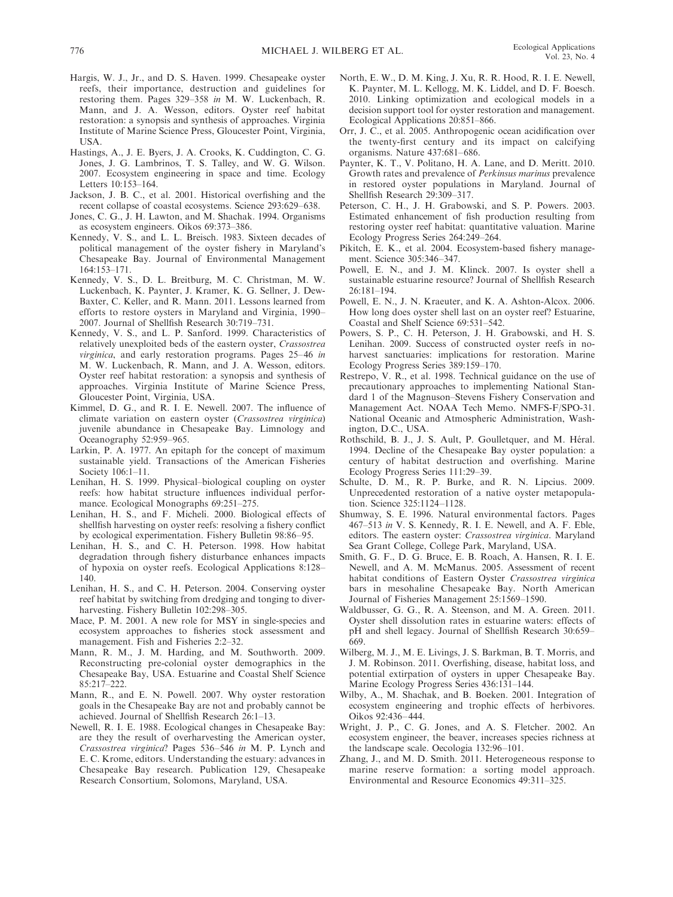Hargis, W. J., Jr., and D. S. Haven. 1999. Chesapeake oyster reefs, their importance, destruction and guidelines for restoring them. Pages 329–358 *in* M. W. Luckenbach, R. Mann, and J. A. Wesson, editors. Oyster reef habitat restoration: a synopsis and synthesis of approaches. Virginia Institute of Marine Science Press, Gloucester Point, Virginia, USA.

Hastings, A., J. E. Byers, J. A. Crooks, K. Cuddington, C. G. Jones, J. G. Lambrinos, T. S. Talley, and W. G. Wilson. 2007. Ecosystem engineering in space and time. Ecology Letters 10:153–164.

Jackson, J. B. C., et al. 2001. Historical overfishing and the recent collapse of coastal ecosystems. Science 293:629–638.

Jones, C. G., J. H. Lawton, and M. Shachak. 1994. Organisms as ecosystem engineers. Oikos 69:373–386.

Kennedy, V. S., and L. L. Breisch. 1983. Sixteen decades of political management of the oyster fishery in Maryland's Chesapeake Bay. Journal of Environmental Management 164:153–171.

Kennedy, V. S., D. L. Breitburg, M. C. Christman, M. W. Luckenbach, K. Paynter, J. Kramer, K. G. Sellner, J. Dew-Baxter, C. Keller, and R. Mann. 2011. Lessons learned from efforts to restore oysters in Maryland and Virginia, 1990–2007. Journal of Shellfish Research 30:719–731.

Kennedy, V. S., and L. P. Sanford. 1999. Characteristics of relatively unexploited beds of the eastern oyster, *Crassostrea virginica*, and early restoration programs. Pages 25–46 *in* M. W. Luckenbach, R. Mann, and J. A. Wesson, editors. Oyster reef habitat restoration: a synopsis and synthesis of approaches. Virginia Institute of Marine Science Press, Gloucester Point, Virginia, USA.

Kimmel, D. G., and R. I. E. Newell. 2007. The influence of climate variation on eastern oyster (*Crassostrea virginica*) juvenile abundance in Chesapeake Bay. Limnology and Oceanography 52:959–965.

Larkin, P. A. 1977. An epitaph for the concept of maximum sustainable yield. Transactions of the American Fisheries Society 106:1–11.

Lenihan, H. S. 1999. Physical–biological coupling on oyster reefs: how habitat structure influences individual performance. Ecological Monographs 69:251–275.

Lenihan, H. S., and F. Micheli. 2000. Biological effects of shellfish harvesting on oyster reefs: resolving a fishery conflict by ecological experimentation. Fishery Bulletin 98:86–95.

Lenihan, H. S., and C. H. Peterson. 1998. How habitat degradation through fishery disturbance enhances impacts of hypoxia on oyster reefs. Ecological Applications 8:128–140.

Lenihan, H. S., and C. H. Peterson. 2004. Conserving oyster reef habitat by switching from dredging and tonging to diver-harvesting. Fishery Bulletin 102:298–305.

Mace, P. M. 2001. A new role for MSY in single-species and ecosystem approaches to fisheries stock assessment and management. Fish and Fisheries 2:2–32.

Mann, R. M., J. M. Harding, and M. Southworth. 2009. Reconstructing pre-colonial oyster demographics in the Chesapeake Bay, USA. Estuarine and Coastal Shelf Science 85:217–222.

Mann, R., and E. N. Powell. 2007. Why oyster restoration goals in the Chesapeake Bay are not and probably cannot be achieved. Journal of Shellfish Research 26:1–13.

Newell, R. I. E. 1988. Ecological changes in Chesapeake Bay: are they the result of overharvesting the American oyster, *Crassostrea virginica*? Pages 536–546 *in* M. P. Lynch and E. C. Krome, editors. Understanding the estuary: advances in Chesapeake Bay research. Publication 129, Chesapeake Research Consortium, Solomons, Maryland, USA.

North, E. W., D. M. King, J. Xu, R. R. Hood, R. I. E. Newell, K. Paynter, M. L. Kellogg, M. K. Liddel, and D. F. Boesch. 2010. Linking optimization and ecological models in a decision support tool for oyster restoration and management. Ecological Applications 20:851–866.

Orr, J. C., et al. 2005. Anthropogenic ocean acidification over the twenty-first century and its impact on calcifying organisms. Nature 437:681–686.

Paynter, K. T., V. Politano, H. A. Lane, and D. Meritt. 2010. Growth rates and prevalence of *Perkinsus marinus* prevalence in restored oyster populations in Maryland. Journal of Shellfish Research 29:309–317.

Peterson, C. H., J. H. Grabowski, and S. P. Powers. 2003. Estimated enhancement of fish production resulting from restoring oyster reef habitat: quantitative valuation. Marine Ecology Progress Series 264:249–264.

Pikitch, E. K., et al. 2004. Ecosystem-based fishery management. Science 305:346–347.

Powell, E. N., and J. M. Klinck. 2007. Is oyster shell a sustainable estuarine resource? Journal of Shellfish Research 26:181–194.

Powell, E. N., J. N. Kraeuter, and K. A. Ashton-Alcox. 2006. How long does oyster shell last on an oyster reef? Estuarine, Coastal and Shelf Science 69:531–542.

Powers, S. P., C. H. Peterson, J. H. Grabowski, and H. S. Lenihan. 2009. Success of constructed oyster reefs in no-harvest sanctuaries: implications for restoration. Marine Ecology Progress Series 389:159–170.

Restrepo, V. R., et al. 1998. Technical guidance on the use of precautionary approaches to implementing National Standard 1 of the Magnuson–Stevens Fishery Conservation and Management Act. NOAA Tech Memo. NMFS-F/SPO-31. National Oceanic and Atmospheric Administration, Washington, D.C., USA.

Rothschild, B. J., J. S. Ault, P. Goulletquer, and M. Héral. 1994. Decline of the Chesapeake Bay oyster population: a century of habitat destruction and overfishing. Marine Ecology Progress Series 111:29–39.

Schulte, D. M., R. P. Burke, and R. N. Lipcius. 2009. Unprecedented restoration of a native oyster metapopulation. Science 325:1124–1128.

Shumway, S. E. 1996. Natural environmental factors. Pages 467–513 *in* V. S. Kennedy, R. I. E. Newell, and A. F. Eble, editors. The eastern oyster: *Crassostrea virginica*. Maryland Sea Grant College, College Park, Maryland, USA.

Smith, G. F., D. G. Bruce, E. B. Roach, A. Hansen, R. I. E. Newell, and A. M. McManus. 2005. Assessment of recent habitat conditions of Eastern Oyster *Crassostrea virginica* bars in mesohaline Chesapeake Bay. North American Journal of Fisheries Management 25:1569–1590.

Waldbusser, G. G., R. A. Steenson, and M. A. Green. 2011. Oyster shell dissolution rates in estuarine waters: effects of pH and shell legacy. Journal of Shellfish Research 30:659–669.

Wilberg, M. J., M. E. Livings, J. S. Barkman, B. T. Morris, and J. M. Robinson. 2011. Overfishing, disease, habitat loss, and potential extirpation of oysters in upper Chesapeake Bay. Marine Ecology Progress Series 436:131–144.

Wilby, A., M. Shachak, and B. Boeken. 2001. Integration of ecosystem engineering and trophic effects of herbivores. Oikos 92:436–444.

Wright, J. P., C. G. Jones, and A. S. Fletcher. 2002. An ecosystem engineer, the beaver, increases species richness at the landscape scale. Oecologia 132:96–101.

Zhang, J., and M. D. Smith. 2011. Heterogeneous response to marine reserve formation: a sorting model approach. Environmental and Resource Economics 49:311–325.